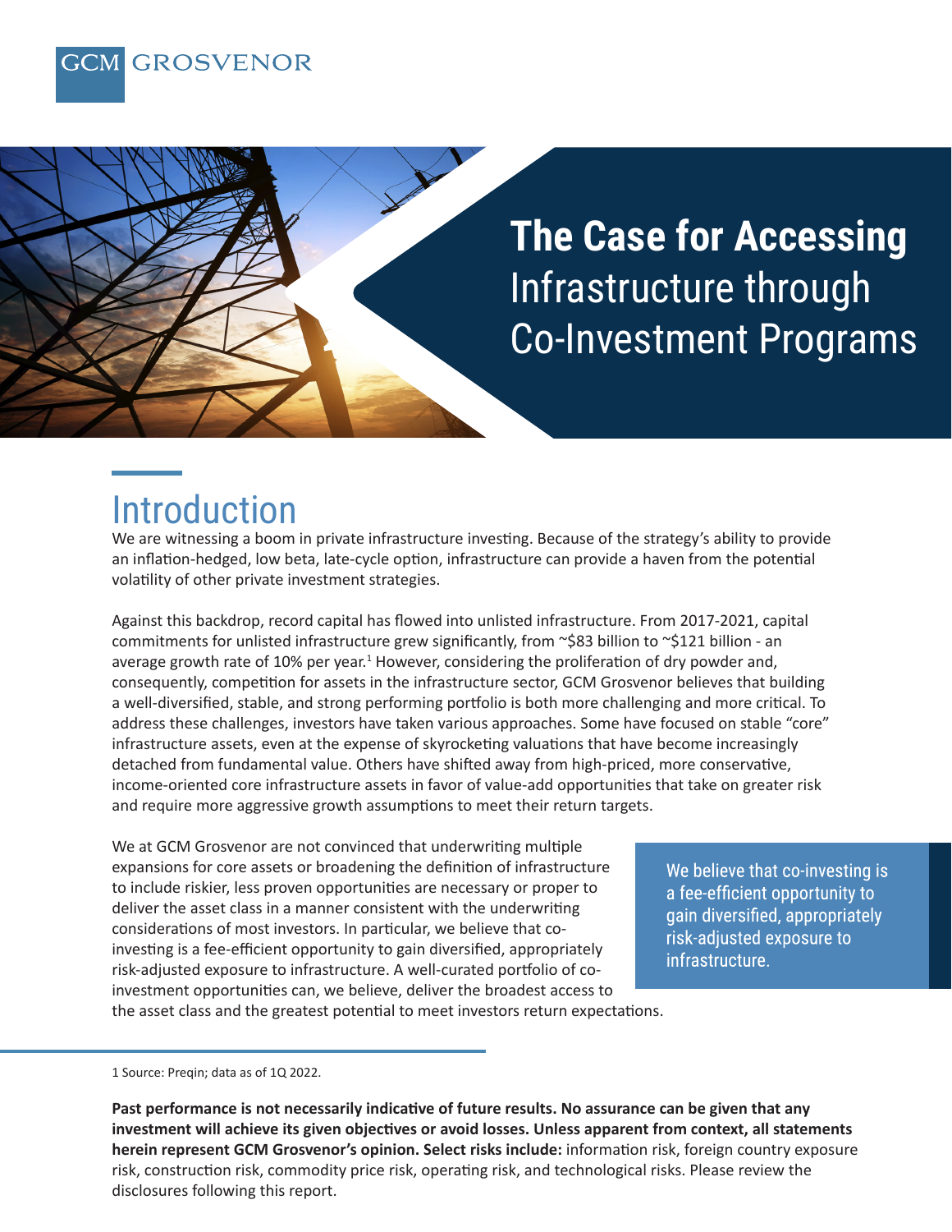GCM GROSVENOR

# The Case for Accessing Infrastructure through Co-Investment Programs

## Introduction

We are witnessing a boom in private infrastructure investing. Because of the strategy's ability to provide an inflation-hedged, low beta, late-cycle option, infrastructure can provide a haven from the potential volatility of other private investment strategies.

Against this backdrop, record capital has flowed into unlisted infrastructure. From 2017-2021, capital commitments for unlisted infrastructure grew significantly, from ~$83 billion to ~$121 billion - an average growth rate of 10% per year.[1] However, considering the proliferation of dry powder and, consequently, competition for assets in the infrastructure sector, GCM Grosvenor believes that building a well-diversified, stable, and strong performing portfolio is both more challenging and more critical. To address these challenges, investors have taken various approaches. Some have focused on stable "core" infrastructure assets, even at the expense of skyrocketing valuations that have become increasingly detached from fundamental value. Others have shifted away from high-priced, more conservative, income-oriented core infrastructure assets in favor of value-add opportunities that take on greater risk and require more aggressive growth assumptions to meet their return targets.

We at GCM Grosvenor are not convinced that underwriting multiple expansions for core assets or broadening the definition of infrastructure to include riskier, less proven opportunities are necessary or proper to deliver the asset class in a manner consistent with the underwriting considerations of most investors. In particular, we believe that co-investing is a fee-efficient opportunity to gain diversified, appropriately risk-adjusted exposure to infrastructure. A well-curated portfolio of co-investment opportunities can, we believe, deliver the broadest access to the asset class and the greatest potential to meet investors return expectations.

> We believe that co-investing is a fee-efficient opportunity to gain diversified, appropriately risk-adjusted exposure to infrastructure.

1 Source: Preqin; data as of 1Q 2022.

**Past performance is not necessarily indicative of future results. No assurance can be given that any investment will achieve its given objectives or avoid losses. Unless apparent from context, all statements herein represent GCM Grosvenor's opinion. Select risks include:** information risk, foreign country exposure risk, construction risk, commodity price risk, operating risk, and technological risks. Please review the disclosures following this report.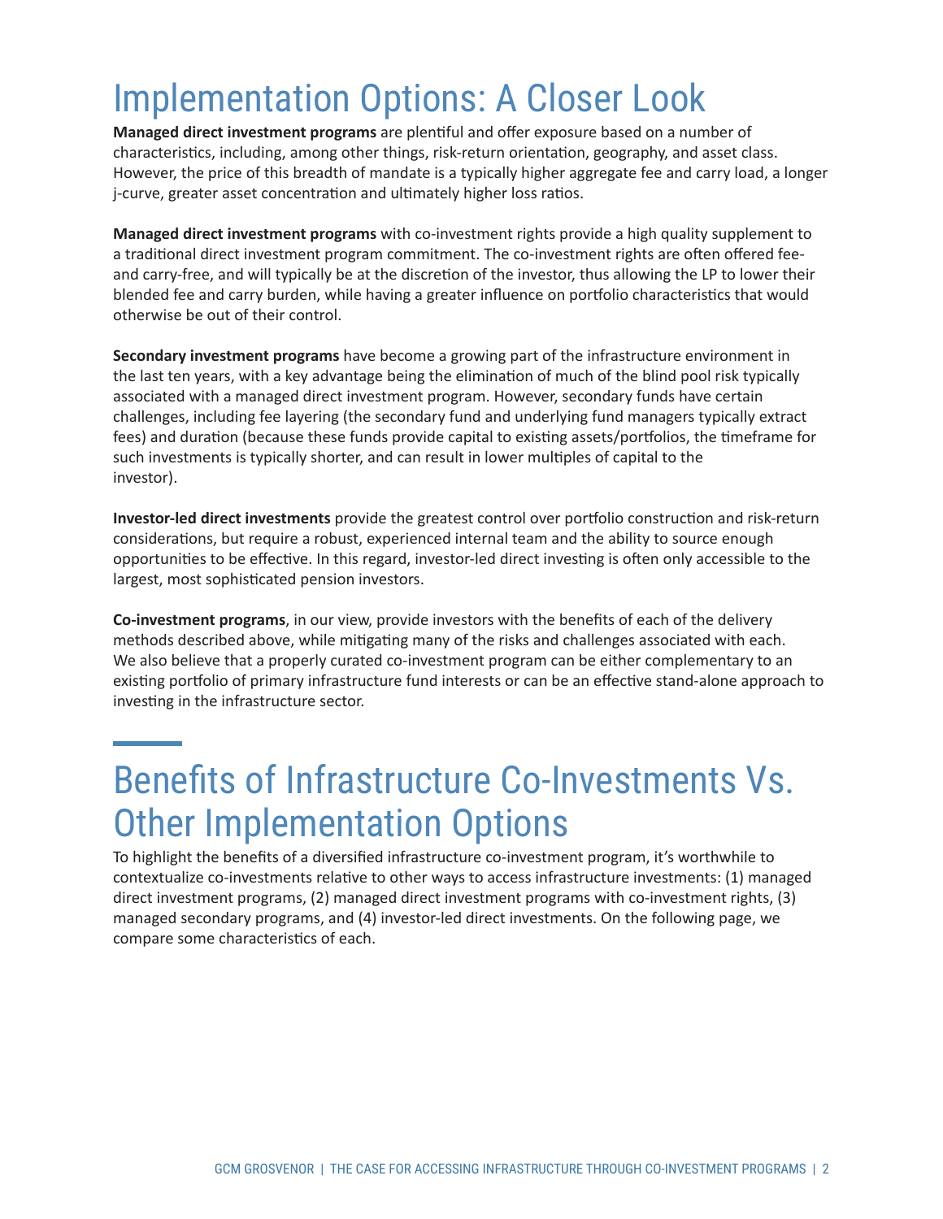# Implementation Options: A Closer Look

**Managed direct investment programs** are plentiful and offer exposure based on a number of characteristics, including, among other things, risk-return orientation, geography, and asset class. However, the price of this breadth of mandate is a typically higher aggregate fee and carry load, a longer j-curve, greater asset concentration and ultimately higher loss ratios.

**Managed direct investment programs** with co-investment rights provide a high quality supplement to a traditional direct investment program commitment. The co-investment rights are often offered fee- and carry-free, and will typically be at the discretion of the investor, thus allowing the LP to lower their blended fee and carry burden, while having a greater influence on portfolio characteristics that would otherwise be out of their control.

**Secondary investment programs** have become a growing part of the infrastructure environment in the last ten years, with a key advantage being the elimination of much of the blind pool risk typically associated with a managed direct investment program. However, secondary funds have certain challenges, including fee layering (the secondary fund and underlying fund managers typically extract fees) and duration (because these funds provide capital to existing assets/portfolios, the timeframe for such investments is typically shorter, and can result in lower multiples of capital to the investor).

**Investor-led direct investments** provide the greatest control over portfolio construction and risk-return considerations, but require a robust, experienced internal team and the ability to source enough opportunities to be effective. In this regard, investor-led direct investing is often only accessible to the largest, most sophisticated pension investors.

**Co-investment programs**, in our view, provide investors with the benefits of each of the delivery methods described above, while mitigating many of the risks and challenges associated with each. We also believe that a properly curated co-investment program can be either complementary to an existing portfolio of primary infrastructure fund interests or can be an effective stand-alone approach to investing in the infrastructure sector.

# Benefits of Infrastructure Co-Investments Vs. Other Implementation Options

To highlight the benefits of a diversified infrastructure co-investment program, it's worthwhile to contextualize co-investments relative to other ways to access infrastructure investments: (1) managed direct investment programs, (2) managed direct investment programs with co-investment rights, (3) managed secondary programs, and (4) investor-led direct investments. On the following page, we compare some characteristics of each.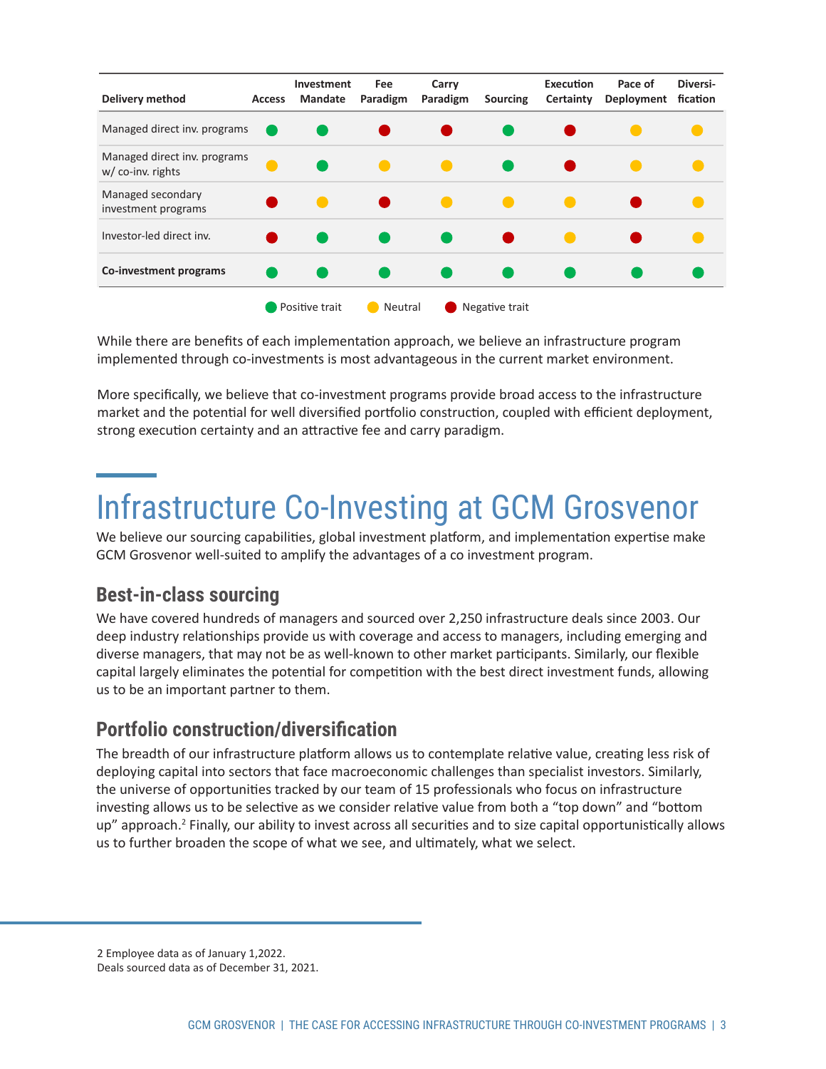| Delivery method | Access | Investment Mandate | Fee Paradigm | Carry Paradigm | Sourcing | Execution Certainty | Pace of Deployment | Diversi-fication |
|---|---|---|---|---|---|---|---|---|
| Managed direct inv. programs | Positive | Positive | Negative | Negative | Positive | Negative | Neutral | Neutral |
| Managed direct inv. programs w/ co-inv. rights | Neutral | Positive | Neutral | Neutral | Positive | Negative | Neutral | Neutral |
| Managed secondary investment programs | Negative | Neutral | Negative | Neutral | Neutral | Neutral | Negative | Neutral |
| Investor-led direct inv. | Negative | Positive | Positive | Positive | Negative | Neutral | Negative | Neutral |
| **Co-investment programs** | Positive | Positive | Positive | Positive | Positive | Positive | Positive | Positive |

Positive trait Neutral Negative trait

While there are benefits of each implementation approach, we believe an infrastructure program implemented through co-investments is most advantageous in the current market environment.

More specifically, we believe that co-investment programs provide broad access to the infrastructure market and the potential for well diversified portfolio construction, coupled with efficient deployment, strong execution certainty and an attractive fee and carry paradigm.

# Infrastructure Co-Investing at GCM Grosvenor

We believe our sourcing capabilities, global investment platform, and implementation expertise make GCM Grosvenor well-suited to amplify the advantages of a co investment program.

## Best-in-class sourcing

We have covered hundreds of managers and sourced over 2,250 infrastructure deals since 2003. Our deep industry relationships provide us with coverage and access to managers, including emerging and diverse managers, that may not be as well-known to other market participants. Similarly, our flexible capital largely eliminates the potential for competition with the best direct investment funds, allowing us to be an important partner to them.

## Portfolio construction/diversification

The breadth of our infrastructure platform allows us to contemplate relative value, creating less risk of deploying capital into sectors that face macroeconomic challenges than specialist investors. Similarly, the universe of opportunities tracked by our team of 15 professionals who focus on infrastructure investing allows us to be selective as we consider relative value from both a "top down" and "bottom up" approach.[2] Finally, our ability to invest across all securities and to size capital opportunistically allows us to further broaden the scope of what we see, and ultimately, what we select.

2 Employee data as of January 1,2022.
Deals sourced data as of December 31, 2021.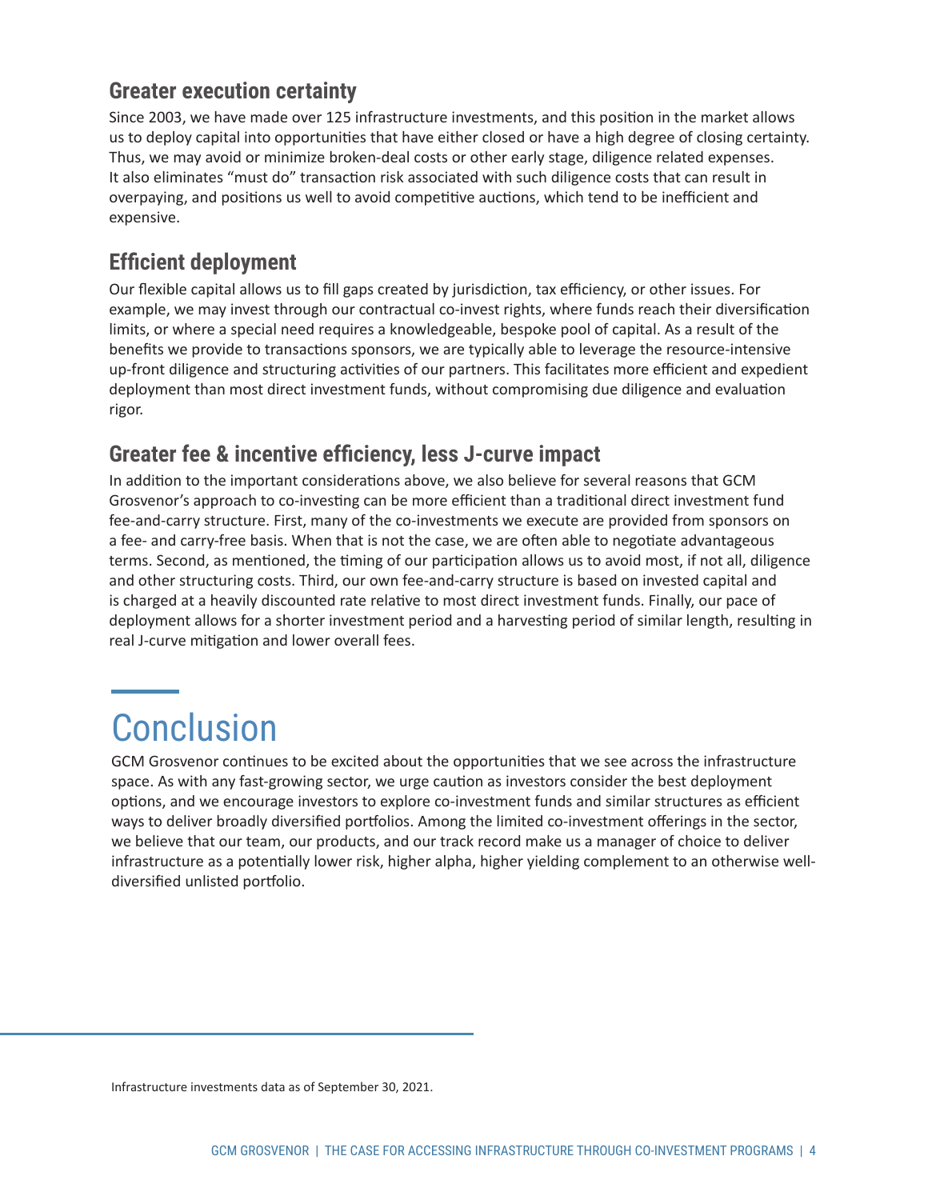### Greater execution certainty

Since 2003, we have made over 125 infrastructure investments, and this position in the market allows us to deploy capital into opportunities that have either closed or have a high degree of closing certainty. Thus, we may avoid or minimize broken-deal costs or other early stage, diligence related expenses. It also eliminates "must do" transaction risk associated with such diligence costs that can result in overpaying, and positions us well to avoid competitive auctions, which tend to be inefficient and expensive.

### Efficient deployment

Our flexible capital allows us to fill gaps created by jurisdiction, tax efficiency, or other issues. For example, we may invest through our contractual co-invest rights, where funds reach their diversification limits, or where a special need requires a knowledgeable, bespoke pool of capital. As a result of the benefits we provide to transactions sponsors, we are typically able to leverage the resource-intensive up-front diligence and structuring activities of our partners. This facilitates more efficient and expedient deployment than most direct investment funds, without compromising due diligence and evaluation rigor.

### Greater fee & incentive efficiency, less J-curve impact

In addition to the important considerations above, we also believe for several reasons that GCM Grosvenor's approach to co-investing can be more efficient than a traditional direct investment fund fee-and-carry structure. First, many of the co-investments we execute are provided from sponsors on a fee- and carry-free basis. When that is not the case, we are often able to negotiate advantageous terms. Second, as mentioned, the timing of our participation allows us to avoid most, if not all, diligence and other structuring costs. Third, our own fee-and-carry structure is based on invested capital and is charged at a heavily discounted rate relative to most direct investment funds. Finally, our pace of deployment allows for a shorter investment period and a harvesting period of similar length, resulting in real J-curve mitigation and lower overall fees.

## Conclusion

GCM Grosvenor continues to be excited about the opportunities that we see across the infrastructure space. As with any fast-growing sector, we urge caution as investors consider the best deployment options, and we encourage investors to explore co-investment funds and similar structures as efficient ways to deliver broadly diversified portfolios. Among the limited co-investment offerings in the sector, we believe that our team, our products, and our track record make us a manager of choice to deliver infrastructure as a potentially lower risk, higher alpha, higher yielding complement to an otherwise well-diversified unlisted portfolio.

---

Infrastructure investments data as of September 30, 2021.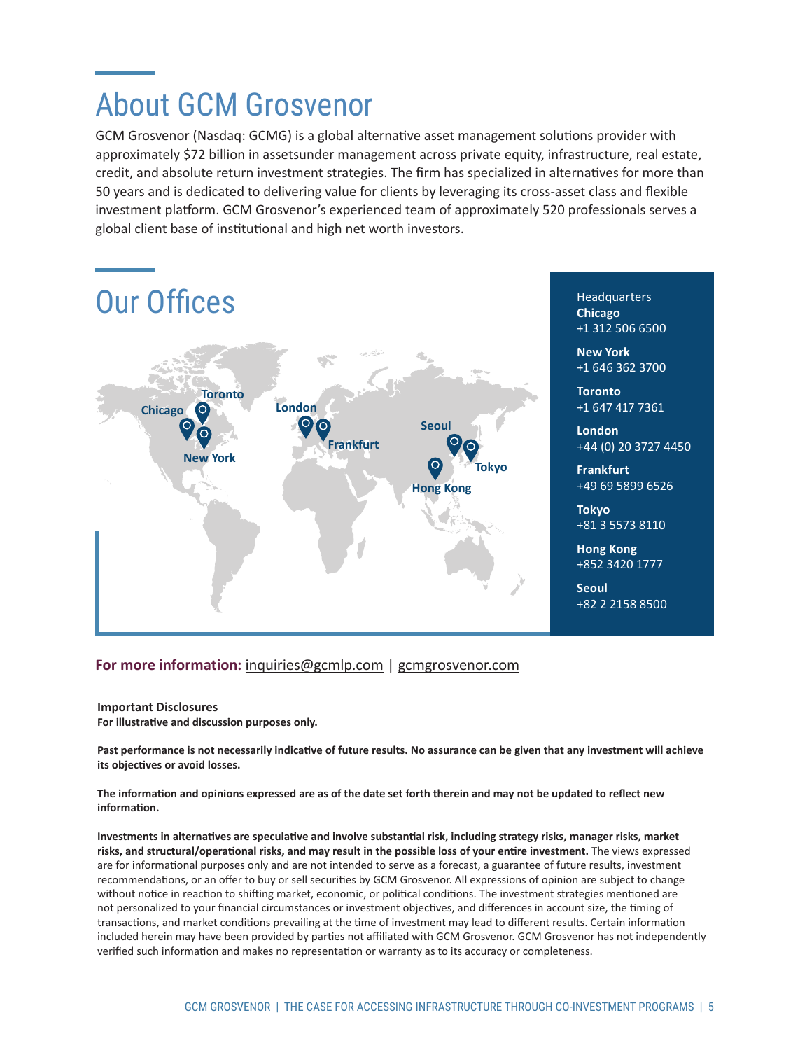## About GCM Grosvenor

GCM Grosvenor (Nasdaq: GCMG) is a global alternative asset management solutions provider with approximately $72 billion in assetsunder management across private equity, infrastructure, real estate, credit, and absolute return investment strategies. The firm has specialized in alternatives for more than 50 years and is dedicated to delivering value for clients by leveraging its cross-asset class and flexible investment platform. GCM Grosvenor's experienced team of approximately 520 professionals serves a global client base of institutional and high net worth investors.

## Our Offices

Chicago
Toronto
New York
London
Frankfurt
Seoul
Tokyo
Hong Kong

Headquarters
**Chicago**
+1 312 506 6500

**New York**
+1 646 362 3700

**Toronto**
+1 647 417 7361

**London**
+44 (0) 20 3727 4450

**Frankfurt**
+49 69 5899 6526

**Tokyo**
+81 3 5573 8110

**Hong Kong**
+852 3420 1777

**Seoul**
+82 2 2158 8500

**For more information:** inquiries@gcmlp.com | gcmgrosvenor.com

**Important Disclosures**
**For illustrative and discussion purposes only.**

**Past performance is not necessarily indicative of future results. No assurance can be given that any investment will achieve its objectives or avoid losses.**

**The information and opinions expressed are as of the date set forth therein and may not be updated to reflect new information.**

**Investments in alternatives are speculative and involve substantial risk, including strategy risks, manager risks, market risks, and structural/operational risks, and may result in the possible loss of your entire investment.** The views expressed are for informational purposes only and are not intended to serve as a forecast, a guarantee of future results, investment recommendations, or an offer to buy or sell securities by GCM Grosvenor. All expressions of opinion are subject to change without notice in reaction to shifting market, economic, or political conditions. The investment strategies mentioned are not personalized to your financial circumstances or investment objectives, and differences in account size, the timing of transactions, and market conditions prevailing at the time of investment may lead to different results. Certain information included herein may have been provided by parties not affiliated with GCM Grosvenor. GCM Grosvenor has not independently verified such information and makes no representation or warranty as to its accuracy or completeness.